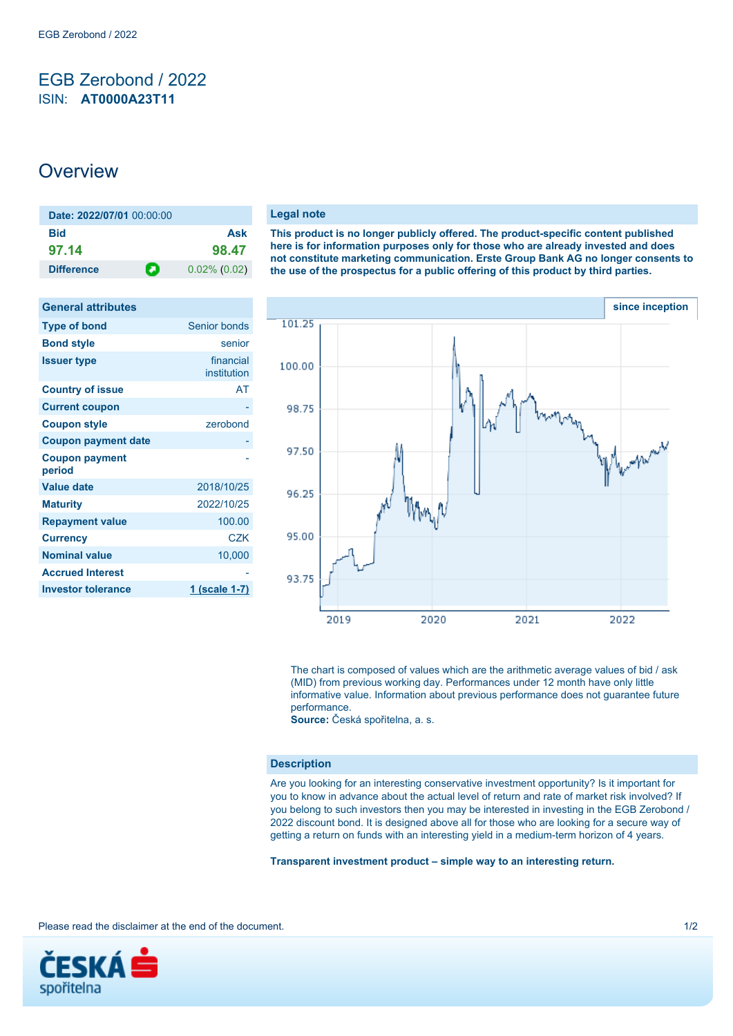# EGB Zerobond / 2022

ISIN: **AT0000A23T11**

## Overview

| Date: 2022/07/01 00:00:00 | |
|---|---|
| **Bid** | **Ask** |
| 97.14 | 98.47 |
| **Difference** | 0.02% (0.02) |

| General attributes | |
|---|---|
| **Type of bond** | Senior bonds |
| **Bond style** | senior |
| **Issuer type** | financial institution |
| **Country of issue** | AT |
| **Current coupon** | - |
| **Coupon style** | zerobond |
| **Coupon payment date** | - |
| **Coupon payment period** | - |
| **Value date** | 2018/10/25 |
| **Maturity** | 2022/10/25 |
| **Repayment value** | 100.00 |
| **Currency** | CZK |
| **Nominal value** | 10,000 |
| **Accrued Interest** | - |
| **Investor tolerance** | 1 (scale 1-7) |

### Legal note

**This product is no longer publicly offered. The product-specific content published here is for information purposes only for those who are already invested and does not constitute marketing communication. Erste Group Bank AG no longer consents to the use of the prospectus for a public offering of this product by third parties.**

since inception

The chart is composed of values which are the arithmetic average values of bid / ask (MID) from previous working day. Performances under 12 month have only little informative value. Information about previous performance does not guarantee future performance.
**Source:** Česká spořitelna, a. s.

### Description

Are you looking for an interesting conservative investment opportunity? Is it important for you to know in advance about the actual level of return and rate of market risk involved? If you belong to such investors then you may be interested in investing in the EGB Zerobond / 2022 discount bond. It is designed above all for those who are looking for a secure way of getting a return on funds with an interesting yield in a medium-term horizon of 4 years.

**Transparent investment product – simple way to an interesting return.**

Please read the disclaimer at the end of the document.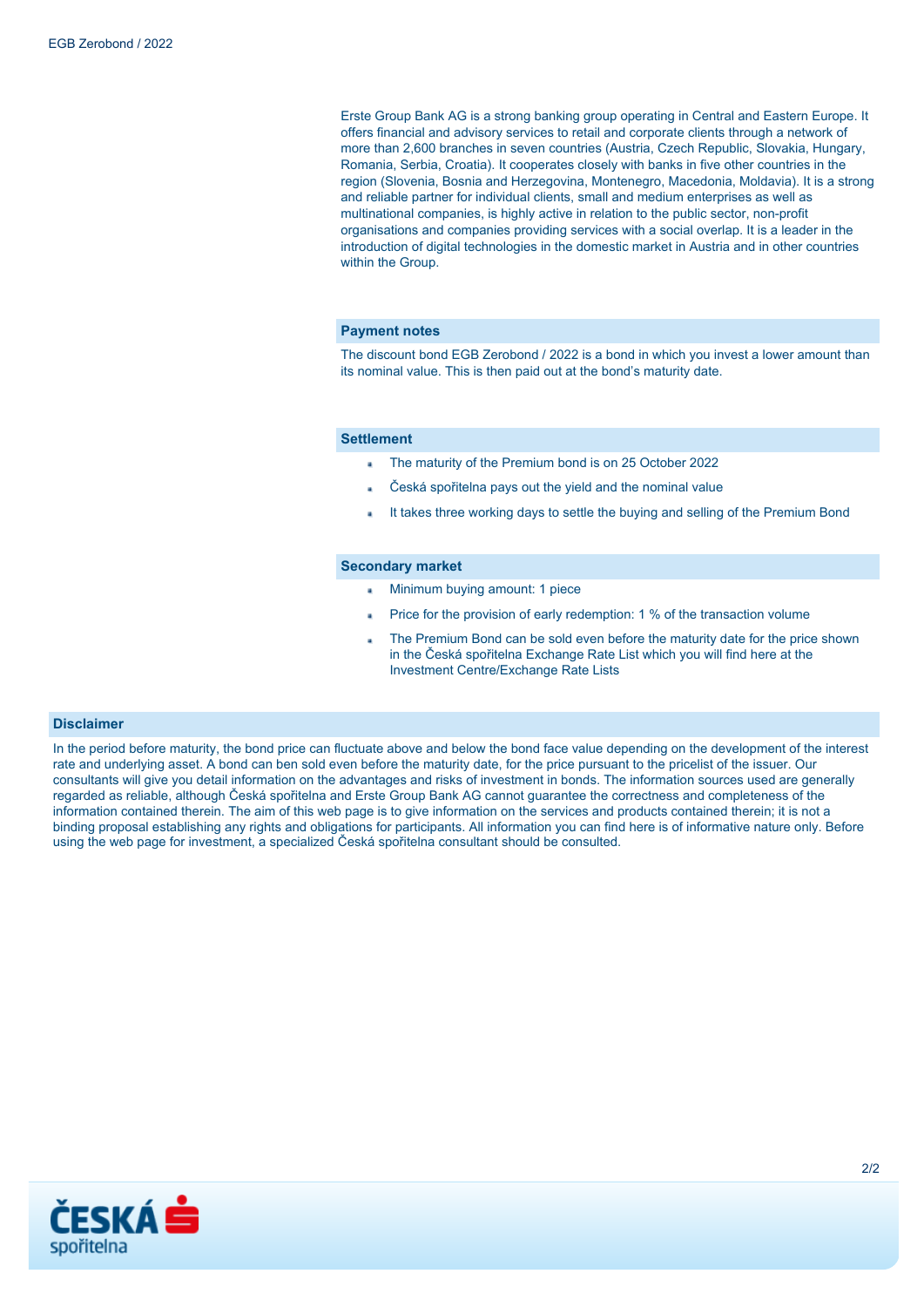Erste Group Bank AG is a strong banking group operating in Central and Eastern Europe. It offers financial and advisory services to retail and corporate clients through a network of more than 2,600 branches in seven countries (Austria, Czech Republic, Slovakia, Hungary, Romania, Serbia, Croatia). It cooperates closely with banks in five other countries in the region (Slovenia, Bosnia and Herzegovina, Montenegro, Macedonia, Moldavia). It is a strong and reliable partner for individual clients, small and medium enterprises as well as multinational companies, is highly active in relation to the public sector, non-profit organisations and companies providing services with a social overlap. It is a leader in the introduction of digital technologies in the domestic market in Austria and in other countries within the Group.

## Payment notes

The discount bond EGB Zerobond / 2022 is a bond in which you invest a lower amount than its nominal value. This is then paid out at the bond's maturity date.

## Settlement

- The maturity of the Premium bond is on 25 October 2022
- Česká spořitelna pays out the yield and the nominal value
- It takes three working days to settle the buying and selling of the Premium Bond

## Secondary market

- Minimum buying amount: 1 piece
- Price for the provision of early redemption: 1 % of the transaction volume
- The Premium Bond can be sold even before the maturity date for the price shown in the Česká spořitelna Exchange Rate List which you will find here at the Investment Centre/Exchange Rate Lists

## Disclaimer

In the period before maturity, the bond price can fluctuate above and below the bond face value depending on the development of the interest rate and underlying asset. A bond can ben sold even before the maturity date, for the price pursuant to the pricelist of the issuer. Our consultants will give you detail information on the advantages and risks of investment in bonds. The information sources used are generally regarded as reliable, although Česká spořitelna and Erste Group Bank AG cannot guarantee the correctness and completeness of the information contained therein. The aim of this web page is to give information on the services and products contained therein; it is not a binding proposal establishing any rights and obligations for participants. All information you can find here is of informative nature only. Before using the web page for investment, a specialized Česká spořitelna consultant should be consulted.